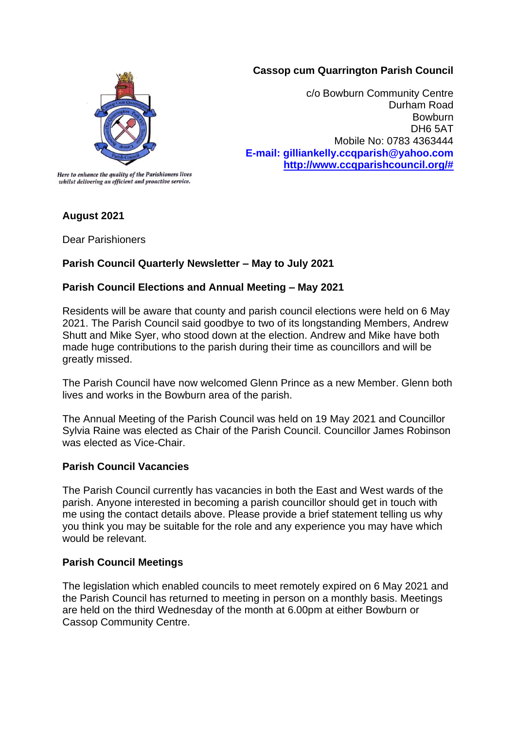*Here to enhance the quality of the Parishioners lives whilst delivering an efficient and proactive service.*

**Cassop cum Quarrington Parish Council**

c/o Bowburn Community Centre
Durham Road
Bowburn
DH6 5AT
Mobile No: 0783 4363444
**E-mail: gilliankelly.ccqparish@yahoo.com**
**http://www.ccqparishcouncil.org/#**

**August 2021**

Dear Parishioners

**Parish Council Quarterly Newsletter – May to July 2021**

**Parish Council Elections and Annual Meeting – May 2021**

Residents will be aware that county and parish council elections were held on 6 May 2021. The Parish Council said goodbye to two of its longstanding Members, Andrew Shutt and Mike Syer, who stood down at the election. Andrew and Mike have both made huge contributions to the parish during their time as councillors and will be greatly missed.

The Parish Council have now welcomed Glenn Prince as a new Member. Glenn both lives and works in the Bowburn area of the parish.

The Annual Meeting of the Parish Council was held on 19 May 2021 and Councillor Sylvia Raine was elected as Chair of the Parish Council. Councillor James Robinson was elected as Vice-Chair.

**Parish Council Vacancies**

The Parish Council currently has vacancies in both the East and West wards of the parish. Anyone interested in becoming a parish councillor should get in touch with me using the contact details above. Please provide a brief statement telling us why you think you may be suitable for the role and any experience you may have which would be relevant.

**Parish Council Meetings**

The legislation which enabled councils to meet remotely expired on 6 May 2021 and the Parish Council has returned to meeting in person on a monthly basis. Meetings are held on the third Wednesday of the month at 6.00pm at either Bowburn or Cassop Community Centre.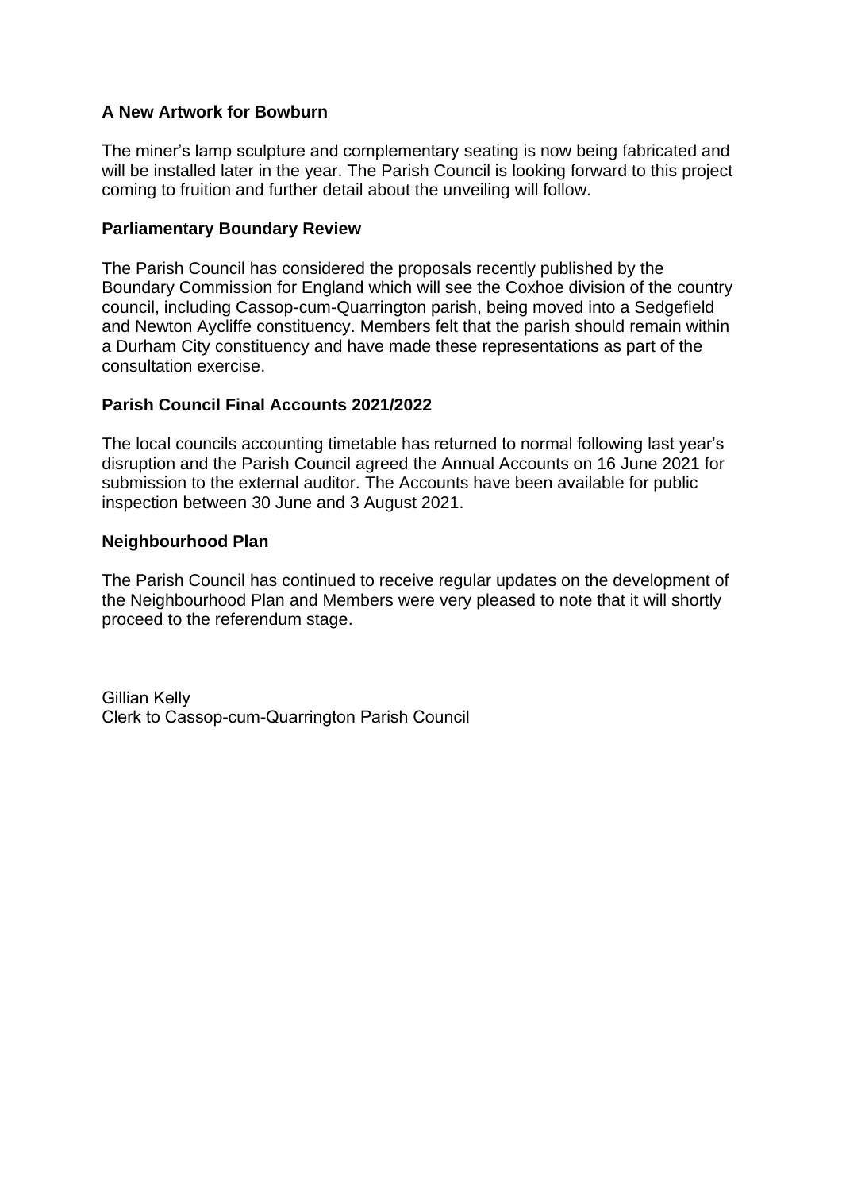**A New Artwork for Bowburn**

The miner's lamp sculpture and complementary seating is now being fabricated and will be installed later in the year. The Parish Council is looking forward to this project coming to fruition and further detail about the unveiling will follow.

**Parliamentary Boundary Review**

The Parish Council has considered the proposals recently published by the Boundary Commission for England which will see the Coxhoe division of the country council, including Cassop-cum-Quarrington parish, being moved into a Sedgefield and Newton Aycliffe constituency. Members felt that the parish should remain within a Durham City constituency and have made these representations as part of the consultation exercise.

**Parish Council Final Accounts 2021/2022**

The local councils accounting timetable has returned to normal following last year's disruption and the Parish Council agreed the Annual Accounts on 16 June 2021 for submission to the external auditor. The Accounts have been available for public inspection between 30 June and 3 August 2021.

**Neighbourhood Plan**

The Parish Council has continued to receive regular updates on the development of the Neighbourhood Plan and Members were very pleased to note that it will shortly proceed to the referendum stage.

Gillian Kelly
Clerk to Cassop-cum-Quarrington Parish Council